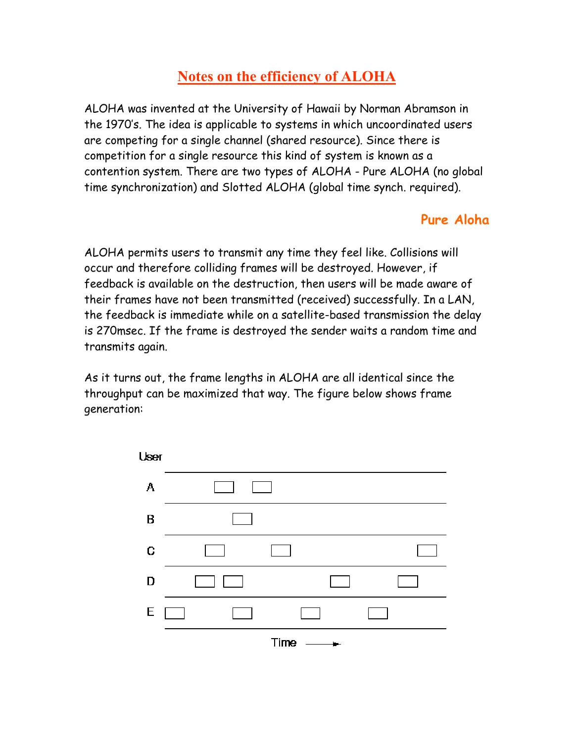# Notes on the efficiency of ALOHA

ALOHA was invented at the University of Hawaii by Norman Abramson in the 1970's. The idea is applicable to systems in which uncoordinated users are competing for a single channel (shared resource). Since there is competition for a single resource this kind of system is known as a contention system. There are two types of ALOHA - Pure ALOHA (no global time synchronization) and Slotted ALOHA (global time synch. required).

## Pure Aloha

ALOHA permits users to transmit any time they feel like. Collisions will occur and therefore colliding frames will be destroyed. However, if feedback is available on the destruction, then users will be made aware of their frames have not been transmitted (received) successfully. In a LAN, the feedback is immediate while on a satellite-based transmission the delay is 270msec. If the frame is destroyed the sender waits a random time and transmits again.

As it turns out, the frame lengths in ALOHA are all identical since the throughput can be maximized that way. The figure below shows frame generation:

User

A

B

C

D

E

Time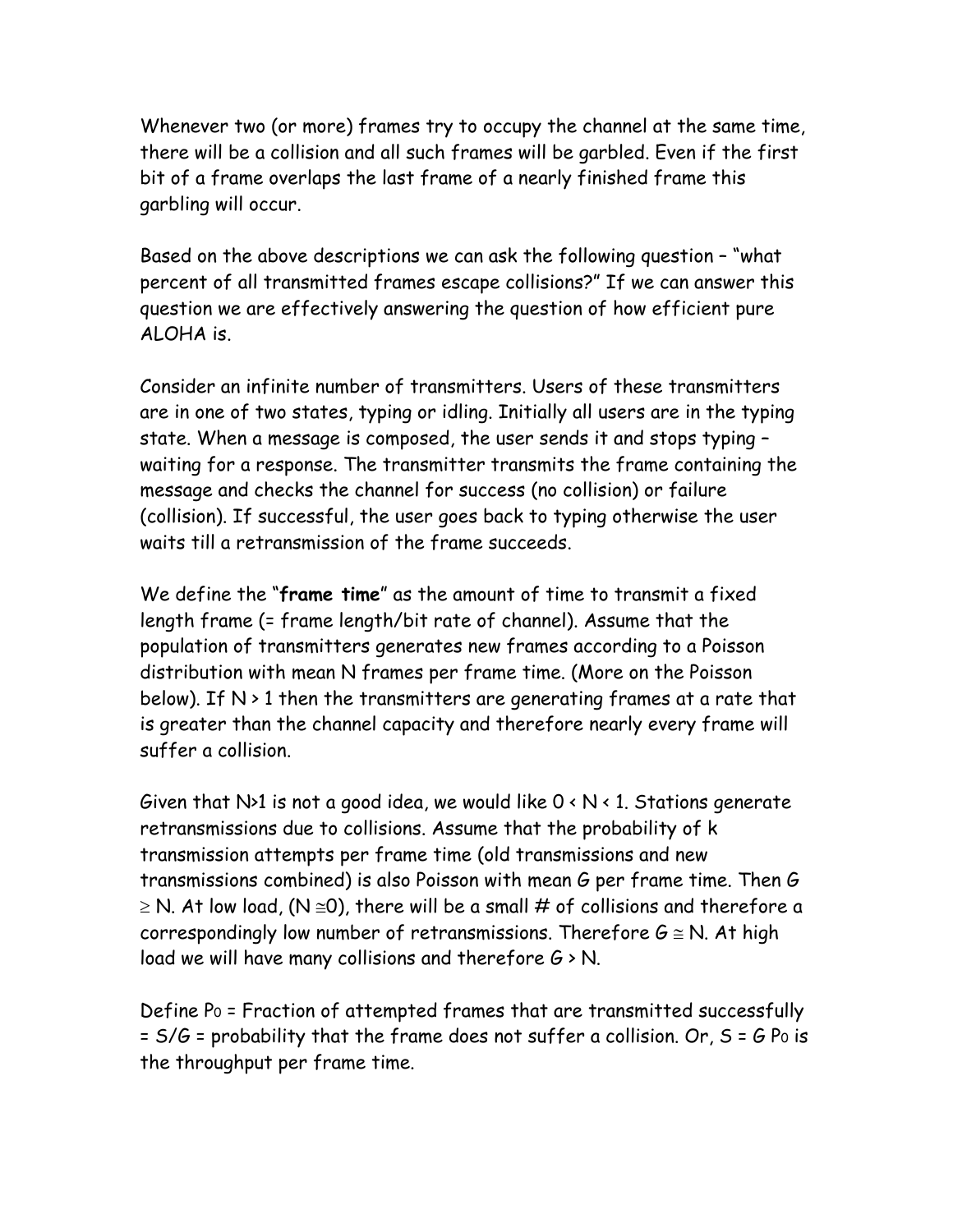Whenever two (or more) frames try to occupy the channel at the same time, there will be a collision and all such frames will be garbled. Even if the first bit of a frame overlaps the last frame of a nearly finished frame this garbling will occur.

Based on the above descriptions we can ask the following question – "what percent of all transmitted frames escape collisions?" If we can answer this question we are effectively answering the question of how efficient pure ALOHA is.

Consider an infinite number of transmitters. Users of these transmitters are in one of two states, typing or idling. Initially all users are in the typing state. When a message is composed, the user sends it and stops typing – waiting for a response. The transmitter transmits the frame containing the message and checks the channel for success (no collision) or failure (collision). If successful, the user goes back to typing otherwise the user waits till a retransmission of the frame succeeds.

We define the "**frame time**" as the amount of time to transmit a fixed length frame (= frame length/bit rate of channel). Assume that the population of transmitters generates new frames according to a Poisson distribution with mean N frames per frame time. (More on the Poisson below). If $N > 1$ then the transmitters are generating frames at a rate that is greater than the channel capacity and therefore nearly every frame will suffer a collision.

Given that $N>1$ is not a good idea, we would like $0 < N < 1$. Stations generate retransmissions due to collisions. Assume that the probability of k transmission attempts per frame time (old transmissions and new transmissions combined) is also Poisson with mean G per frame time. Then $G \geq N$. At low load, ($N \cong 0$), there will be a small # of collisions and therefore a correspondingly low number of retransmissions. Therefore $G \cong N$. At high load we will have many collisions and therefore $G > N$.

Define $P_0$ = Fraction of attempted frames that are transmitted successfully = $S/G$ = probability that the frame does not suffer a collision. Or, $S = G P_0$ is the throughput per frame time.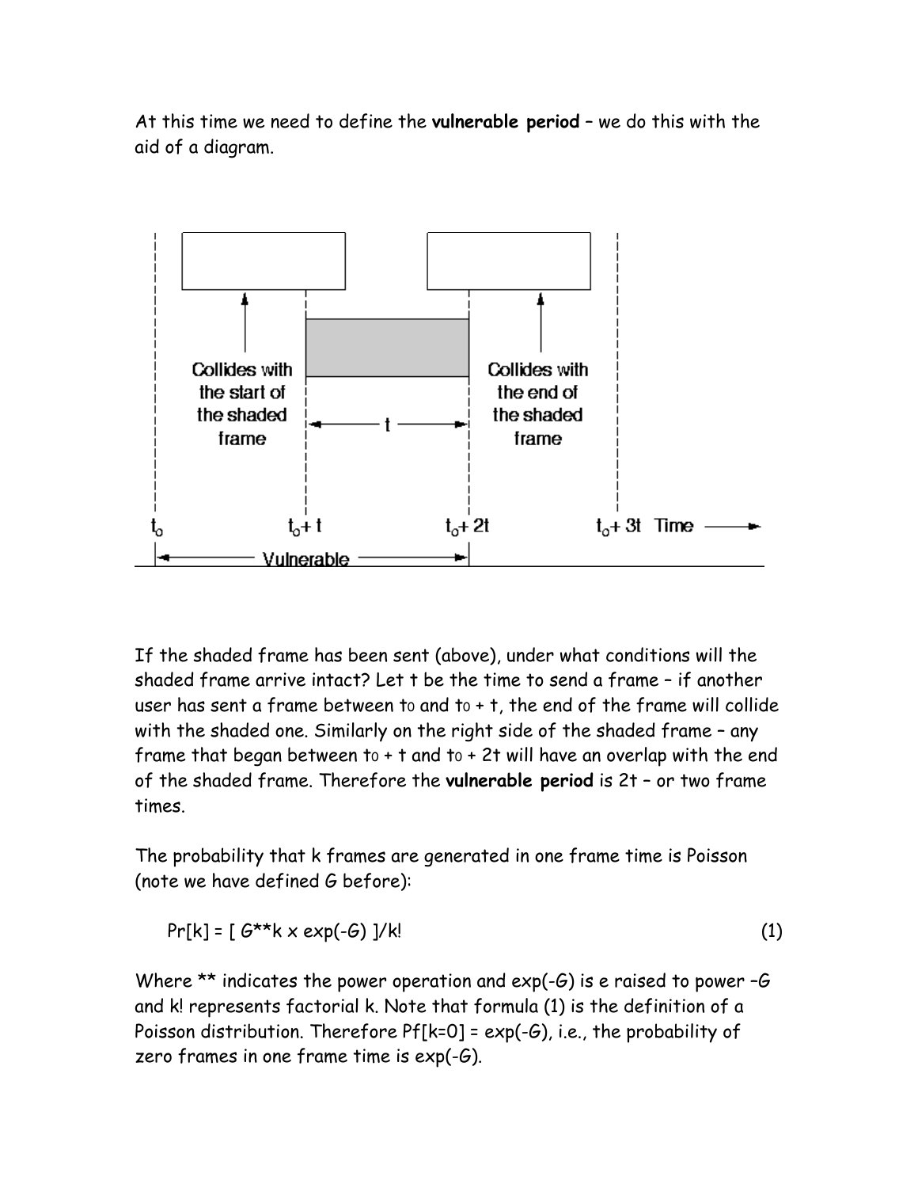At this time we need to define the **vulnerable period** – we do this with the aid of a diagram.

If the shaded frame has been sent (above), under what conditions will the shaded frame arrive intact? Let t be the time to send a frame – if another user has sent a frame between $t_0$ and $t_0 + t$, the end of the frame will collide with the shaded one. Similarly on the right side of the shaded frame – any frame that began between $t_0 + t$ and $t_0 + 2t$ will have an overlap with the end of the shaded frame. Therefore the **vulnerable period** is 2t – or two frame times.

The probability that k frames are generated in one frame time is Poisson (note we have defined G before):

Pr[k] = [ G**k x exp(-G) ]/k! (1)

Where ** indicates the power operation and exp(-G) is e raised to power –G and k! represents factorial k. Note that formula (1) is the definition of a Poisson distribution. Therefore Pf[k=0] = exp(-G), i.e., the probability of zero frames in one frame time is exp(-G).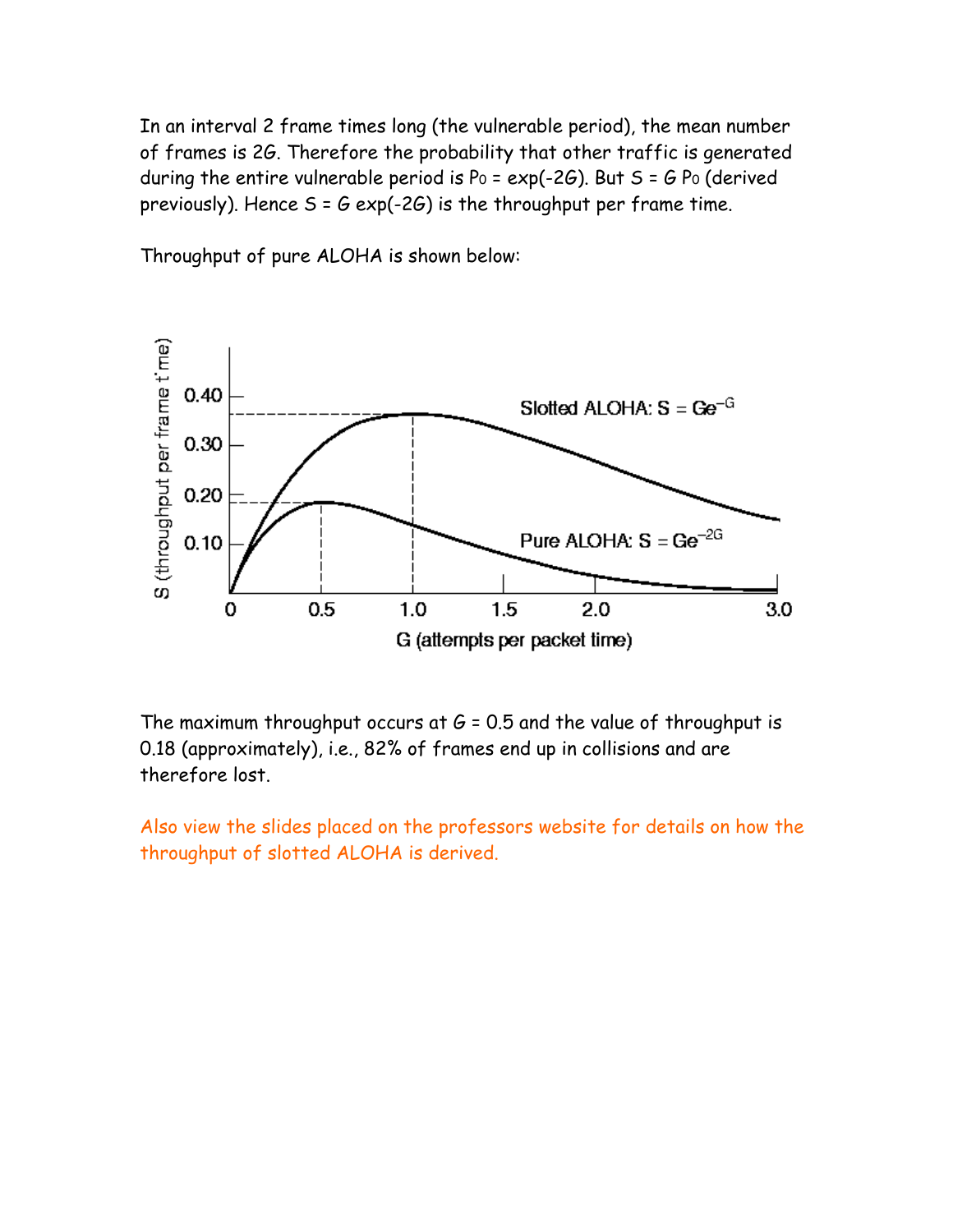In an interval 2 frame times long (the vulnerable period), the mean number of frames is 2G. Therefore the probability that other traffic is generated during the entire vulnerable period is $P_0 = \exp(-2G)$. But $S = G P_0$ (derived previously). Hence $S = G \exp(-2G)$ is the throughput per frame time.

Throughput of pure ALOHA is shown below:

S (throughput per frame time)

0.40

0.30

0.20

0.10

Slotted ALOHA: $S = Ge^{-G}$

Pure ALOHA: $S = Ge^{-2G}$

0 0.5 1.0 1.5 2.0 3.0

G (attempts per packet time)

The maximum throughput occurs at $G = 0.5$ and the value of throughput is 0.18 (approximately), i.e., 82% of frames end up in collisions and are therefore lost.

Also view the slides placed on the professors website for details on how the throughput of slotted ALOHA is derived.